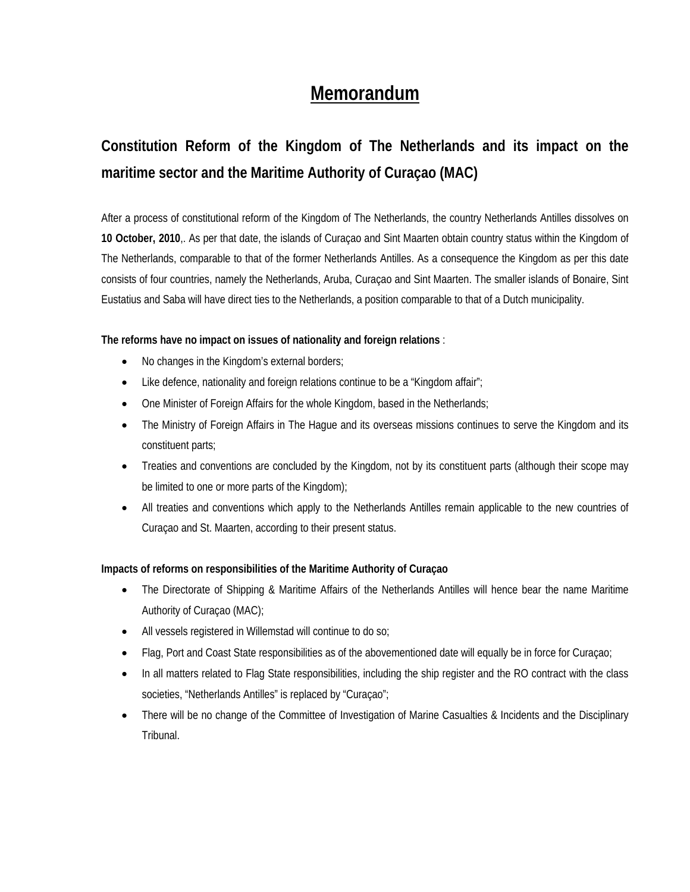# Memorandum

## Constitution Reform of the Kingdom of The Netherlands and its impact on the maritime sector and the Maritime Authority of Curaçao (MAC)

After a process of constitutional reform of the Kingdom of The Netherlands, the country Netherlands Antilles dissolves on **10 October, 2010**,. As per that date, the islands of Curaçao and Sint Maarten obtain country status within the Kingdom of The Netherlands, comparable to that of the former Netherlands Antilles. As a consequence the Kingdom as per this date consists of four countries, namely the Netherlands, Aruba, Curaçao and Sint Maarten. The smaller islands of Bonaire, Sint Eustatius and Saba will have direct ties to the Netherlands, a position comparable to that of a Dutch municipality.

**The reforms have no impact on issues of nationality and foreign relations** :

- No changes in the Kingdom's external borders;
- Like defence, nationality and foreign relations continue to be a "Kingdom affair";
- One Minister of Foreign Affairs for the whole Kingdom, based in the Netherlands;
- The Ministry of Foreign Affairs in The Hague and its overseas missions continues to serve the Kingdom and its constituent parts;
- Treaties and conventions are concluded by the Kingdom, not by its constituent parts (although their scope may be limited to one or more parts of the Kingdom);
- All treaties and conventions which apply to the Netherlands Antilles remain applicable to the new countries of Curaçao and St. Maarten, according to their present status.

**Impacts of reforms on responsibilities of the Maritime Authority of Curaçao**

- The Directorate of Shipping & Maritime Affairs of the Netherlands Antilles will hence bear the name Maritime Authority of Curaçao (MAC);
- All vessels registered in Willemstad will continue to do so;
- Flag, Port and Coast State responsibilities as of the abovementioned date will equally be in force for Curaçao;
- In all matters related to Flag State responsibilities, including the ship register and the RO contract with the class societies, "Netherlands Antilles" is replaced by "Curaçao";
- There will be no change of the Committee of Investigation of Marine Casualties & Incidents and the Disciplinary Tribunal.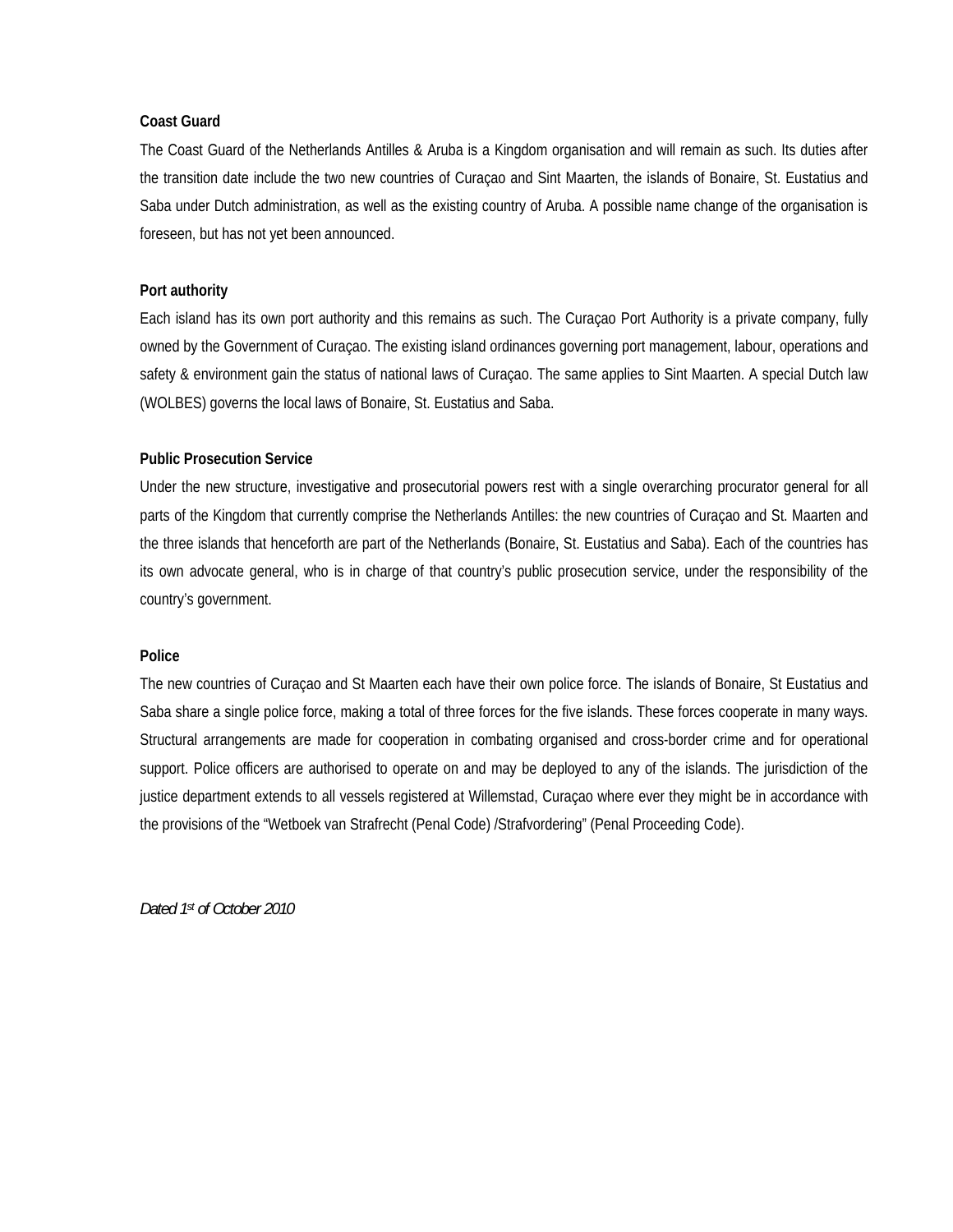**Coast Guard**

The Coast Guard of the Netherlands Antilles & Aruba is a Kingdom organisation and will remain as such. Its duties after the transition date include the two new countries of Curaçao and Sint Maarten, the islands of Bonaire, St. Eustatius and Saba under Dutch administration, as well as the existing country of Aruba. A possible name change of the organisation is foreseen, but has not yet been announced.

**Port authority**

Each island has its own port authority and this remains as such. The Curaçao Port Authority is a private company, fully owned by the Government of Curaçao. The existing island ordinances governing port management, labour, operations and safety & environment gain the status of national laws of Curaçao. The same applies to Sint Maarten. A special Dutch law (WOLBES) governs the local laws of Bonaire, St. Eustatius and Saba.

**Public Prosecution Service**

Under the new structure, investigative and prosecutorial powers rest with a single overarching procurator general for all parts of the Kingdom that currently comprise the Netherlands Antilles: the new countries of Curaçao and St. Maarten and the three islands that henceforth are part of the Netherlands (Bonaire, St. Eustatius and Saba). Each of the countries has its own advocate general, who is in charge of that country's public prosecution service, under the responsibility of the country's government.

**Police**

The new countries of Curaçao and St Maarten each have their own police force. The islands of Bonaire, St Eustatius and Saba share a single police force, making a total of three forces for the five islands. These forces cooperate in many ways. Structural arrangements are made for cooperation in combating organised and cross-border crime and for operational support. Police officers are authorised to operate on and may be deployed to any of the islands. The jurisdiction of the justice department extends to all vessels registered at Willemstad, Curaçao where ever they might be in accordance with the provisions of the "Wetboek van Strafrecht (Penal Code) /Strafvordering" (Penal Proceeding Code).

*Dated 1st of October 2010*